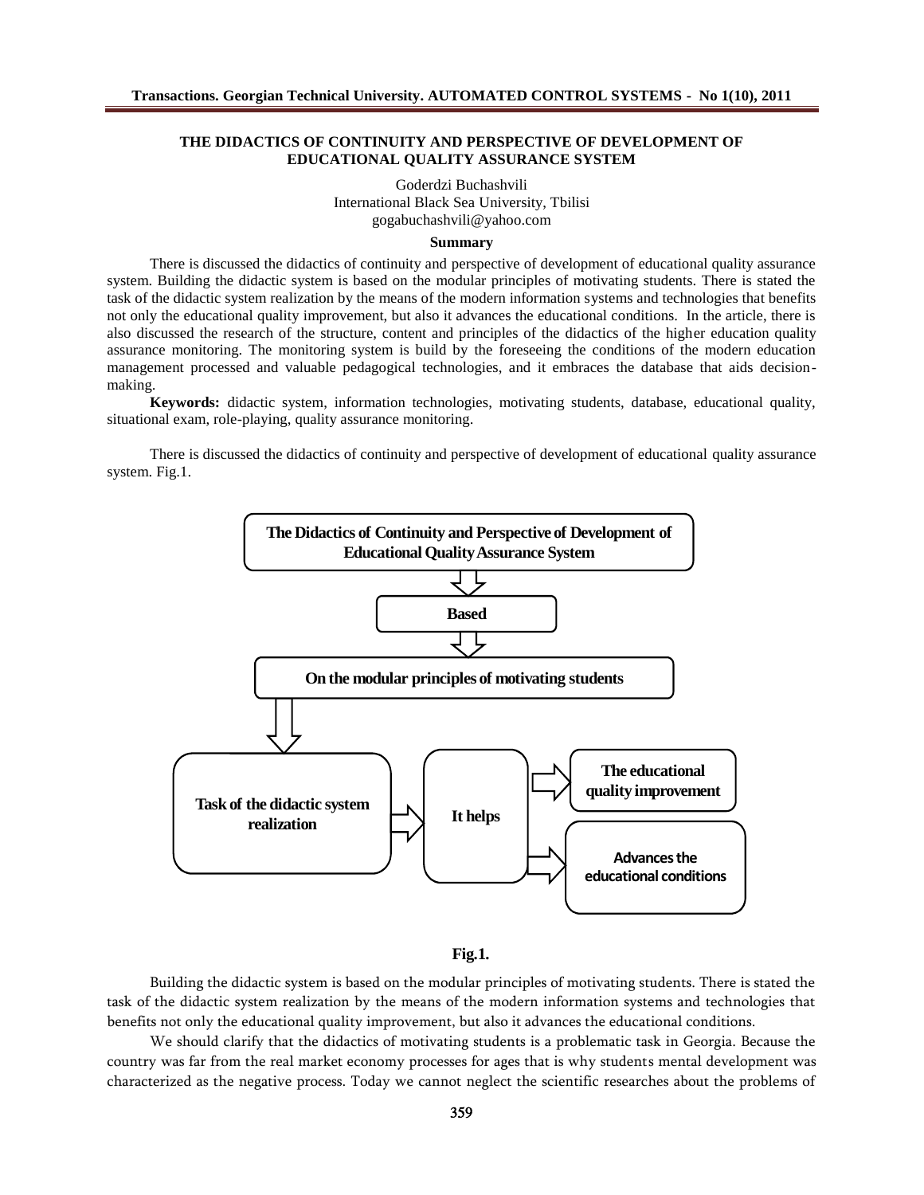# THE DIDACTICS OF CONTINUITY AND PERSPECTIVE OF DEVELOPMENT OF EDUCATIONAL QUALITY ASSURANCE SYSTEM

Goderdzi Buchashvili
International Black Sea University, Tbilisi
gogabuchashvili@yahoo.com

### Summary

There is discussed the didactics of continuity and perspective of development of educational quality assurance system. Building the didactic system is based on the modular principles of motivating students. There is stated the task of the didactic system realization by the means of the modern information systems and technologies that benefits not only the educational quality improvement, but also it advances the educational conditions. In the article, there is also discussed the research of the structure, content and principles of the didactics of the higher education quality assurance monitoring. The monitoring system is build by the foreseeing the conditions of the modern education management processed and valuable pedagogical technologies, and it embraces the database that aids decision-making.

**Keywords:** didactic system, information technologies, motivating students, database, educational quality, situational exam, role-playing, quality assurance monitoring.

There is discussed the didactics of continuity and perspective of development of educational quality assurance system. Fig.1.

**The Didactics of Continuity and Perspective of Development of Educational Quality Assurance System**

**Based**

**On the modular principles of motivating students**

**Task of the didactic system realization** → **It helps** → **The educational quality improvement** / **Advances the educational conditions**

**Fig.1.**

Building the didactic system is based on the modular principles of motivating students. There is stated the task of the didactic system realization by the means of the modern information systems and technologies that benefits not only the educational quality improvement, but also it advances the educational conditions.

We should clarify that the didactics of motivating students is a problematic task in Georgia. Because the country was far from the real market economy processes for ages that is why students mental development was characterized as the negative process. Today we cannot neglect the scientific researches about the problems of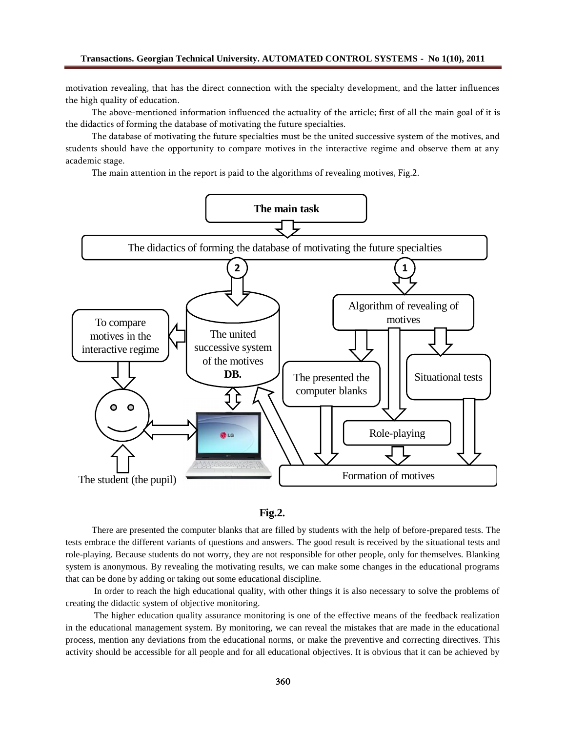motivation revealing, that has the direct connection with the specialty development, and the latter influences the high quality of education.

The above-mentioned information influenced the actuality of the article; first of all the main goal of it is the didactics of forming the database of motivating the future specialties.

The database of motivating the future specialties must be the united successive system of the motives, and students should have the opportunity to compare motives in the interactive regime and observe them at any academic stage.

The main attention in the report is paid to the algorithms of revealing motives, Fig.2.

**Fig.2.**

There are presented the computer blanks that are filled by students with the help of before-prepared tests. The tests embrace the different variants of questions and answers. The good result is received by the situational tests and role-playing. Because students do not worry, they are not responsible for other people, only for themselves. Blanking system is anonymous. By revealing the motivating results, we can make some changes in the educational programs that can be done by adding or taking out some educational discipline.

In order to reach the high educational quality, with other things it is also necessary to solve the problems of creating the didactic system of objective monitoring.

The higher education quality assurance monitoring is one of the effective means of the feedback realization in the educational management system. By monitoring, we can reveal the mistakes that are made in the educational process, mention any deviations from the educational norms, or make the preventive and correcting directives. This activity should be accessible for all people and for all educational objectives. It is obvious that it can be achieved by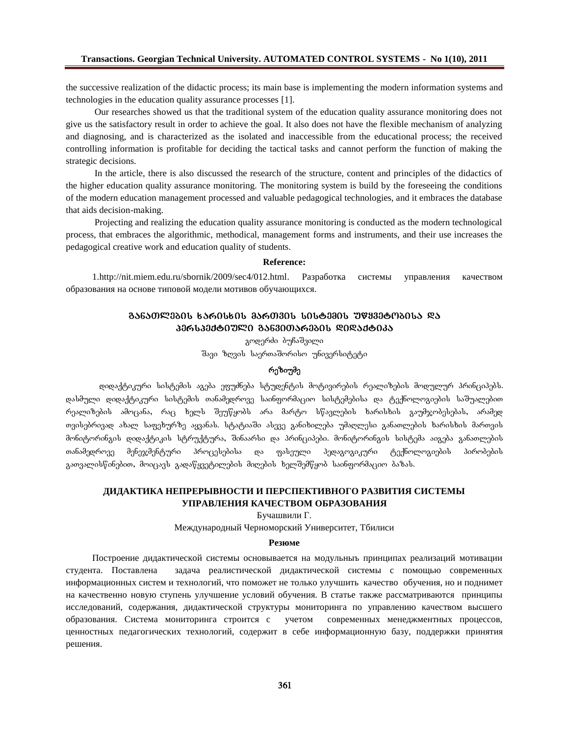the successive realization of the didactic process; its main base is implementing the modern information systems and technologies in the education quality assurance processes [1].

Our researches showed us that the traditional system of the education quality assurance monitoring does not give us the satisfactory result in order to achieve the goal. It also does not have the flexible mechanism of analyzing and diagnosing, and is characterized as the isolated and inaccessible from the educational process; the received controlling information is profitable for deciding the tactical tasks and cannot perform the function of making the strategic decisions.

In the article, there is also discussed the research of the structure, content and principles of the didactics of the higher education quality assurance monitoring. The monitoring system is build by the foreseeing the conditions of the modern education management processed and valuable pedagogical technologies, and it embraces the database that aids decision-making.

Projecting and realizing the education quality assurance monitoring is conducted as the modern technological process, that embraces the algorithmic, methodical, management forms and instruments, and their use increases the pedagogical creative work and education quality of students.

**Reference:**

1.http://nit.miem.edu.ru/sbornik/2009/sec4/012.html. Разработка системы управления качеством образования на основе типовой модели мотивов обучающихся.

## განათლების ხარისხის მართვის სისტემის უწყვეტობისა და პერსპექტიული განვითარების დიდაქტიკა

გოდერძი ბუჩაშვილი

შავი ზღვის საერთაშორისო უნივერსიტეტი

**რეზიუმე**

დიდაქტიკური სისტემის აგება ეფუძნება სტუდენტის მოტივირების რეალიზების მოდულურ პრინციპებს. დასმული დიდაქტიკური სისტემის თანამედროვე საინფორმაციო სისტემებისა და ტექნოლოგიების საშუალებით რეალიზების ამოცანა, რაც ხელს შეუწყობს არა მარტო სწავლების ხარისხის გაუმჯობესებას, არამედ თვისებრივად ახალ საფეხურზე აყვანას. სტატიაში ასევე განიხილება უმაღლესი განათლების ხარისხის მართვის მონიტორინგის დიდაქტიკის სტრუქტურა, შინაარსი და პრინციპები. მონიტორინგის სისტემა აიგება განათლების თანამედროვე მენეჯმენტური პროცესებისა და ფასეული პედაგოგიკური ტექნოლოგიების პირობების გათვალისწინებით, მოიცავს გადაწყვეტილების მიღების ხელშემწყობ საინფორმაციო ბაზას.

## ДИДАКТИКА НЕПРЕРЫВНОСТИ И ПЕРСПЕКТИВНОГО РАЗВИТИЯ СИСТЕМЫ УПРАВЛЕНИЯ КАЧЕСТВОМ ОБРАЗОВАНИЯ

Бучашвили Г.

Международный Черноморский Университет, Тбилиси

**Резюме**

Построение дидактической системы основывается на модульныъ принципах реализаций мотивации студента. Поставлена задача реалистической дидактической системы с помощью современных информационных систем и технологий, что поможет не только улучшить качество обучения, но и поднимет на качественно новую ступень улучшение условий обучения. В статье также рассматриваются принципы исследований, содержания, дидактической структуры мониторинга по управлению качеством высшего образования. Система мониторинга строится с учетом современных менеджментных процессов, ценностных педагогических технологий, содержит в себе информационную базу, поддержки принятия решения.